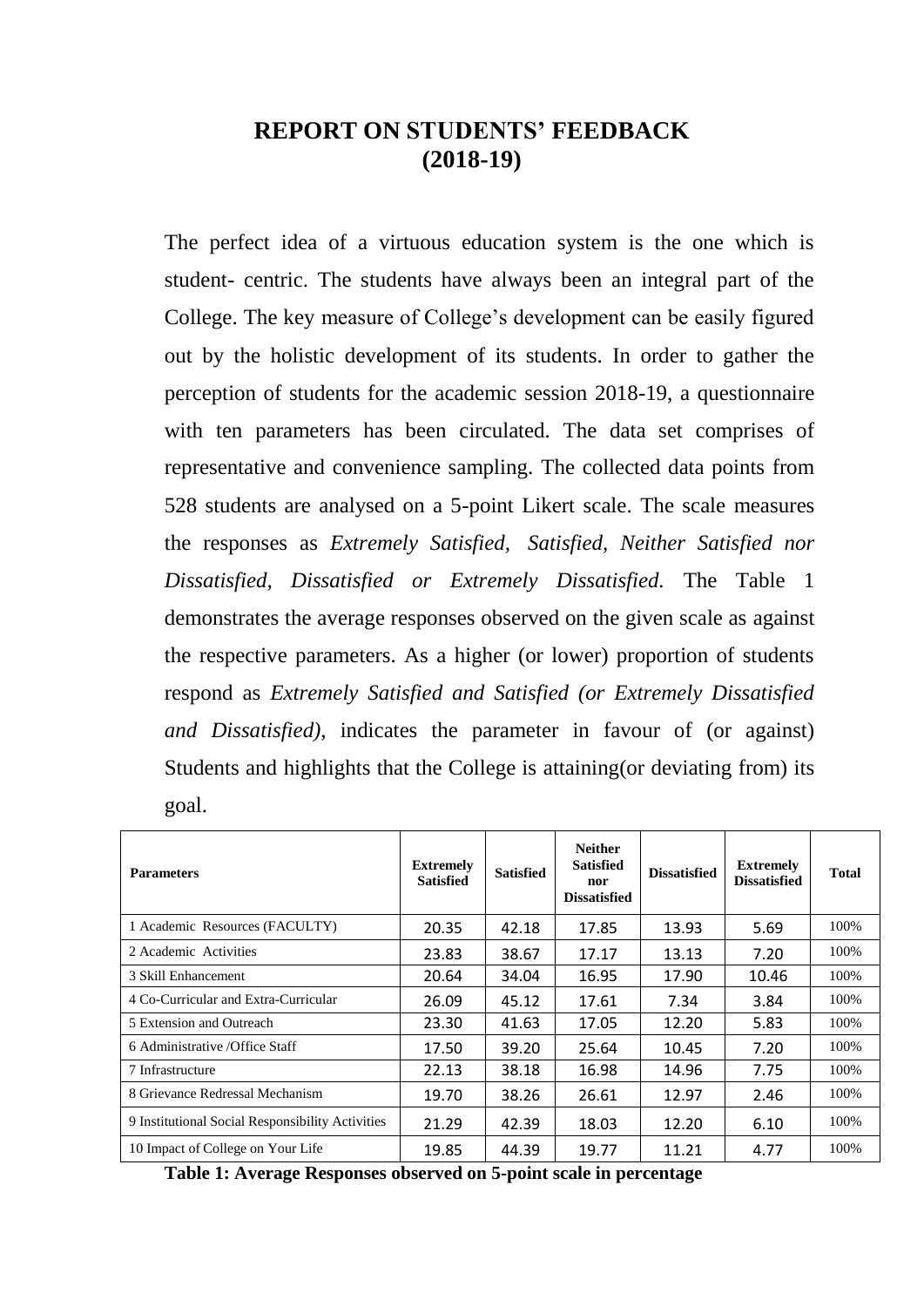# REPORT ON STUDENTS' FEEDBACK (2018-19)

The perfect idea of a virtuous education system is the one which is student- centric. The students have always been an integral part of the College. The key measure of College's development can be easily figured out by the holistic development of its students. In order to gather the perception of students for the academic session 2018-19, a questionnaire with ten parameters has been circulated. The data set comprises of representative and convenience sampling. The collected data points from 528 students are analysed on a 5-point Likert scale. The scale measures the responses as *Extremely Satisfied, Satisfied, Neither Satisfied nor Dissatisfied, Dissatisfied or Extremely Dissatisfied.* The Table 1 demonstrates the average responses observed on the given scale as against the respective parameters. As a higher (or lower) proportion of students respond as *Extremely Satisfied and Satisfied (or Extremely Dissatisfied and Dissatisfied),* indicates the parameter in favour of (or against) Students and highlights that the College is attaining(or deviating from) its goal.

| Parameters | Extremely Satisfied | Satisfied | Neither Satisfied nor Dissatisfied | Dissatisfied | Extremely Dissatisfied | Total |
|---|---|---|---|---|---|---|
| 1 Academic Resources (FACULTY) | 20.35 | 42.18 | 17.85 | 13.93 | 5.69 | 100% |
| 2 Academic Activities | 23.83 | 38.67 | 17.17 | 13.13 | 7.20 | 100% |
| 3 Skill Enhancement | 20.64 | 34.04 | 16.95 | 17.90 | 10.46 | 100% |
| 4 Co-Curricular and Extra-Curricular | 26.09 | 45.12 | 17.61 | 7.34 | 3.84 | 100% |
| 5 Extension and Outreach | 23.30 | 41.63 | 17.05 | 12.20 | 5.83 | 100% |
| 6 Administrative /Office Staff | 17.50 | 39.20 | 25.64 | 10.45 | 7.20 | 100% |
| 7 Infrastructure | 22.13 | 38.18 | 16.98 | 14.96 | 7.75 | 100% |
| 8 Grievance Redressal Mechanism | 19.70 | 38.26 | 26.61 | 12.97 | 2.46 | 100% |
| 9 Institutional Social Responsibility Activities | 21.29 | 42.39 | 18.03 | 12.20 | 6.10 | 100% |
| 10 Impact of College on Your Life | 19.85 | 44.39 | 19.77 | 11.21 | 4.77 | 100% |

**Table 1: Average Responses observed on 5-point scale in percentage**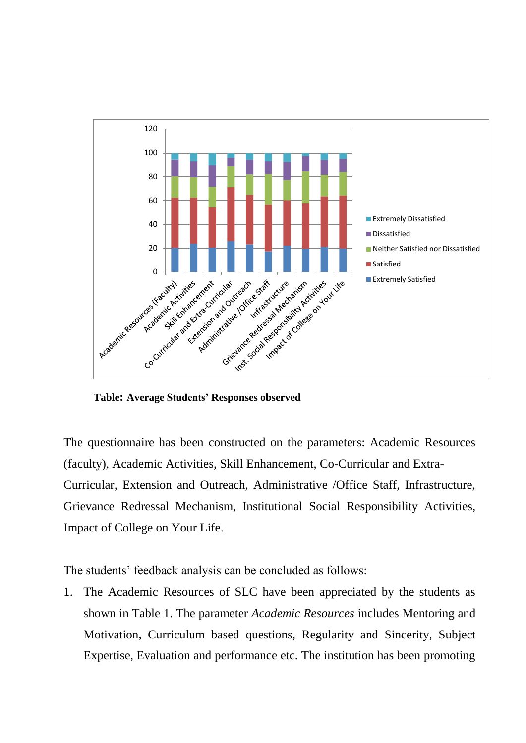**Table: Average Students' Responses observed**

The questionnaire has been constructed on the parameters: Academic Resources (faculty), Academic Activities, Skill Enhancement, Co-Curricular and Extra-Curricular, Extension and Outreach, Administrative /Office Staff, Infrastructure, Grievance Redressal Mechanism, Institutional Social Responsibility Activities, Impact of College on Your Life.

The students' feedback analysis can be concluded as follows:

1. The Academic Resources of SLC have been appreciated by the students as shown in Table 1. The parameter *Academic Resources* includes Mentoring and Motivation, Curriculum based questions, Regularity and Sincerity, Subject Expertise, Evaluation and performance etc. The institution has been promoting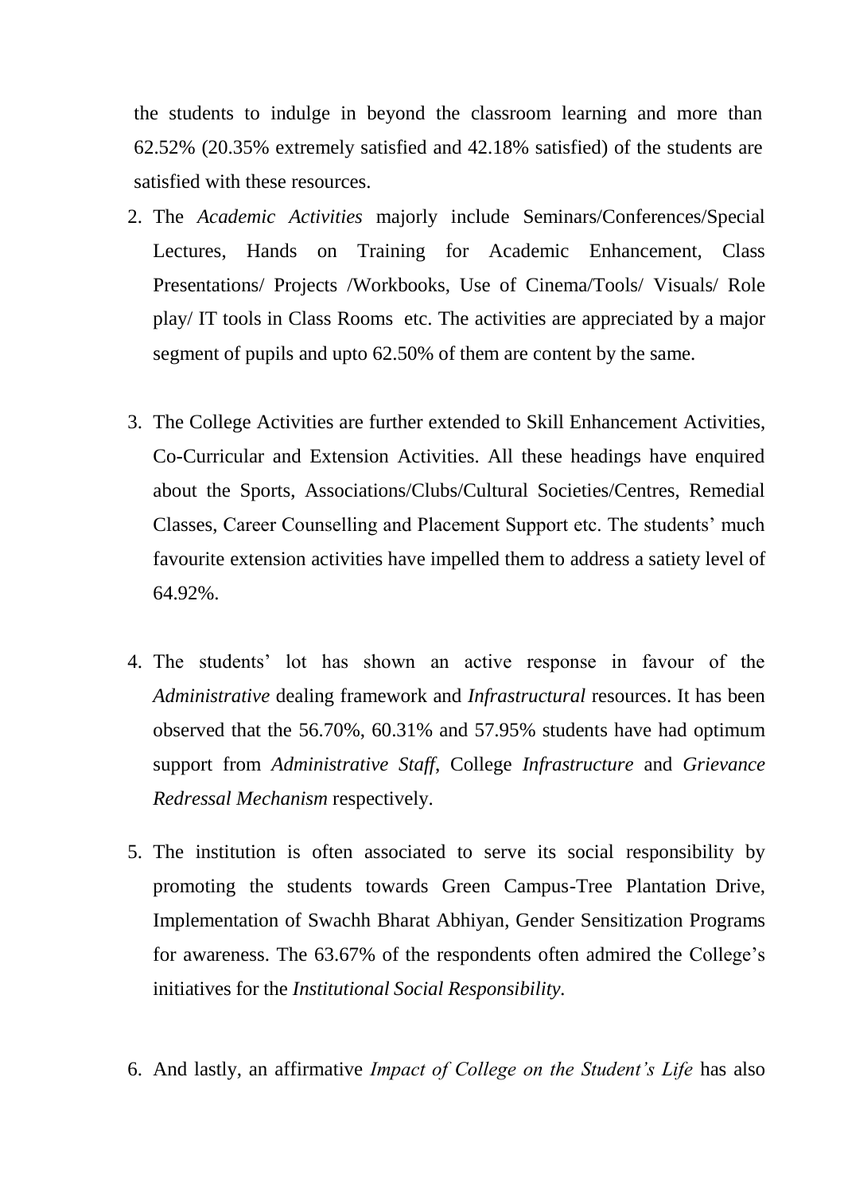the students to indulge in beyond the classroom learning and more than 62.52% (20.35% extremely satisfied and 42.18% satisfied) of the students are satisfied with these resources.

2. The *Academic Activities* majorly include Seminars/Conferences/Special Lectures, Hands on Training for Academic Enhancement, Class Presentations/ Projects /Workbooks, Use of Cinema/Tools/ Visuals/ Role play/ IT tools in Class Rooms etc. The activities are appreciated by a major segment of pupils and upto 62.50% of them are content by the same.

3. The College Activities are further extended to Skill Enhancement Activities, Co-Curricular and Extension Activities. All these headings have enquired about the Sports, Associations/Clubs/Cultural Societies/Centres, Remedial Classes, Career Counselling and Placement Support etc. The students' much favourite extension activities have impelled them to address a satiety level of 64.92%.

4. The students' lot has shown an active response in favour of the *Administrative* dealing framework and *Infrastructural* resources. It has been observed that the 56.70%, 60.31% and 57.95% students have had optimum support from *Administrative Staff*, College *Infrastructure* and *Grievance Redressal Mechanism* respectively.

5. The institution is often associated to serve its social responsibility by promoting the students towards Green Campus-Tree Plantation Drive, Implementation of Swachh Bharat Abhiyan, Gender Sensitization Programs for awareness. The 63.67% of the respondents often admired the College's initiatives for the *Institutional Social Responsibility.*

6. And lastly, an affirmative *Impact of College on the Student's Life* has also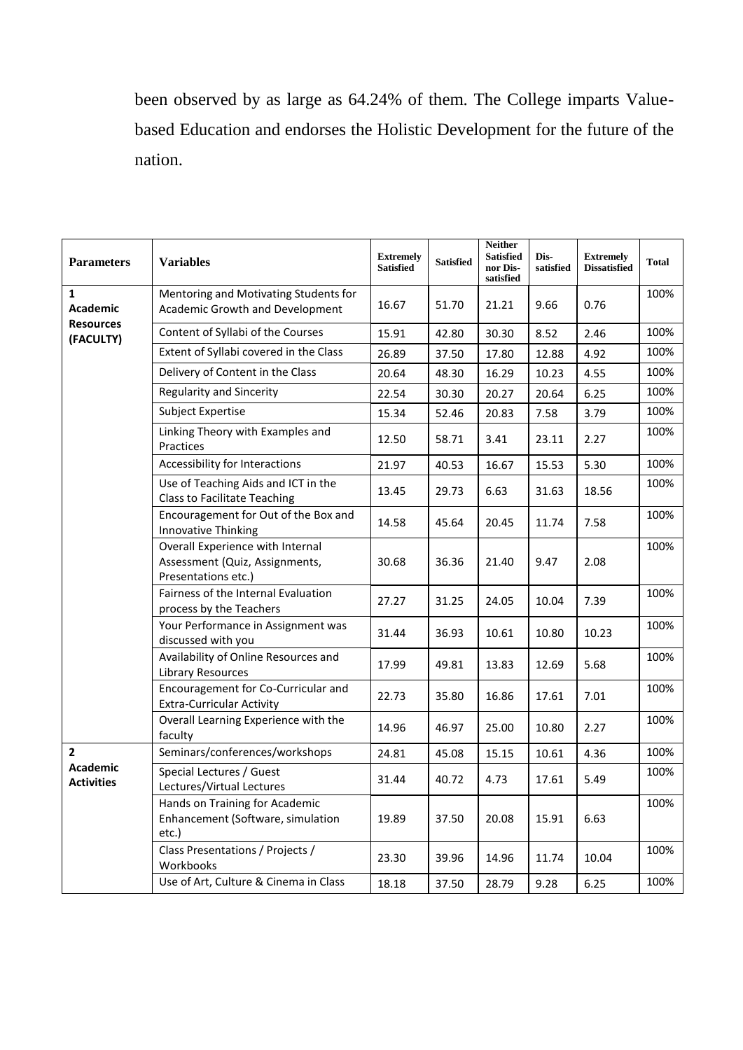been observed by as large as 64.24% of them. The College imparts Value-based Education and endorses the Holistic Development for the future of the nation.

| Parameters | Variables | Extremely Satisfied | Satisfied | Neither Satisfied nor Dis-satisfied | Dis-satisfied | Extremely Dissatisfied | Total |
|---|---|---|---|---|---|---|---|
| **1 Academic Resources (FACULTY)** | Mentoring and Motivating Students for Academic Growth and Development | 16.67 | 51.70 | 21.21 | 9.66 | 0.76 | 100% |
| | Content of Syllabi of the Courses | 15.91 | 42.80 | 30.30 | 8.52 | 2.46 | 100% |
| | Extent of Syllabi covered in the Class | 26.89 | 37.50 | 17.80 | 12.88 | 4.92 | 100% |
| | Delivery of Content in the Class | 20.64 | 48.30 | 16.29 | 10.23 | 4.55 | 100% |
| | Regularity and Sincerity | 22.54 | 30.30 | 20.27 | 20.64 | 6.25 | 100% |
| | Subject Expertise | 15.34 | 52.46 | 20.83 | 7.58 | 3.79 | 100% |
| | Linking Theory with Examples and Practices | 12.50 | 58.71 | 3.41 | 23.11 | 2.27 | 100% |
| | Accessibility for Interactions | 21.97 | 40.53 | 16.67 | 15.53 | 5.30 | 100% |
| | Use of Teaching Aids and ICT in the Class to Facilitate Teaching | 13.45 | 29.73 | 6.63 | 31.63 | 18.56 | 100% |
| | Encouragement for Out of the Box and Innovative Thinking | 14.58 | 45.64 | 20.45 | 11.74 | 7.58 | 100% |
| | Overall Experience with Internal Assessment (Quiz, Assignments, Presentations etc.) | 30.68 | 36.36 | 21.40 | 9.47 | 2.08 | 100% |
| | Fairness of the Internal Evaluation process by the Teachers | 27.27 | 31.25 | 24.05 | 10.04 | 7.39 | 100% |
| | Your Performance in Assignment was discussed with you | 31.44 | 36.93 | 10.61 | 10.80 | 10.23 | 100% |
| | Availability of Online Resources and Library Resources | 17.99 | 49.81 | 13.83 | 12.69 | 5.68 | 100% |
| | Encouragement for Co-Curricular and Extra-Curricular Activity | 22.73 | 35.80 | 16.86 | 17.61 | 7.01 | 100% |
| | Overall Learning Experience with the faculty | 14.96 | 46.97 | 25.00 | 10.80 | 2.27 | 100% |
| **2 Academic Activities** | Seminars/conferences/workshops | 24.81 | 45.08 | 15.15 | 10.61 | 4.36 | 100% |
| | Special Lectures / Guest Lectures/Virtual Lectures | 31.44 | 40.72 | 4.73 | 17.61 | 5.49 | 100% |
| | Hands on Training for Academic Enhancement (Software, simulation etc.) | 19.89 | 37.50 | 20.08 | 15.91 | 6.63 | 100% |
| | Class Presentations / Projects / Workbooks | 23.30 | 39.96 | 14.96 | 11.74 | 10.04 | 100% |
| | Use of Art, Culture & Cinema in Class | 18.18 | 37.50 | 28.79 | 9.28 | 6.25 | 100% |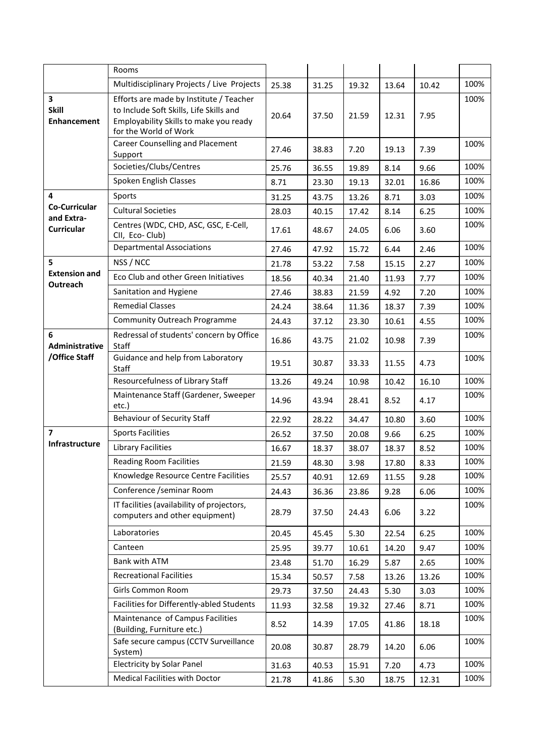| | | | | | | | |
|---|---|---|---|---|---|---|---|
| | Rooms | | | | | | |
| | Multidisciplinary Projects / Live Projects | 25.38 | 31.25 | 19.32 | 13.64 | 10.42 | 100% |
| **3 Skill Enhancement** | Efforts are made by Institute / Teacher to Include Soft Skills, Life Skills and Employability Skills to make you ready for the World of Work | 20.64 | 37.50 | 21.59 | 12.31 | 7.95 | 100% |
| | Career Counselling and Placement Support | 27.46 | 38.83 | 7.20 | 19.13 | 7.39 | 100% |
| | Societies/Clubs/Centres | 25.76 | 36.55 | 19.89 | 8.14 | 9.66 | 100% |
| | Spoken English Classes | 8.71 | 23.30 | 19.13 | 32.01 | 16.86 | 100% |
| **4 Co-Curricular and Extra-Curricular** | Sports | 31.25 | 43.75 | 13.26 | 8.71 | 3.03 | 100% |
| | Cultural Societies | 28.03 | 40.15 | 17.42 | 8.14 | 6.25 | 100% |
| | Centres (WDC, CHD, ASC, GSC, E-Cell, CII, Eco- Club) | 17.61 | 48.67 | 24.05 | 6.06 | 3.60 | 100% |
| | Departmental Associations | 27.46 | 47.92 | 15.72 | 6.44 | 2.46 | 100% |
| **5 Extension and Outreach** | NSS / NCC | 21.78 | 53.22 | 7.58 | 15.15 | 2.27 | 100% |
| | Eco Club and other Green Initiatives | 18.56 | 40.34 | 21.40 | 11.93 | 7.77 | 100% |
| | Sanitation and Hygiene | 27.46 | 38.83 | 21.59 | 4.92 | 7.20 | 100% |
| | Remedial Classes | 24.24 | 38.64 | 11.36 | 18.37 | 7.39 | 100% |
| | Community Outreach Programme | 24.43 | 37.12 | 23.30 | 10.61 | 4.55 | 100% |
| **6 Administrative /Office Staff** | Redressal of students' concern by Office Staff | 16.86 | 43.75 | 21.02 | 10.98 | 7.39 | 100% |
| | Guidance and help from Laboratory Staff | 19.51 | 30.87 | 33.33 | 11.55 | 4.73 | 100% |
| | Resourcefulness of Library Staff | 13.26 | 49.24 | 10.98 | 10.42 | 16.10 | 100% |
| | Maintenance Staff (Gardener, Sweeper etc.) | 14.96 | 43.94 | 28.41 | 8.52 | 4.17 | 100% |
| | Behaviour of Security Staff | 22.92 | 28.22 | 34.47 | 10.80 | 3.60 | 100% |
| **7 Infrastructure** | Sports Facilities | 26.52 | 37.50 | 20.08 | 9.66 | 6.25 | 100% |
| | Library Facilities | 16.67 | 18.37 | 38.07 | 18.37 | 8.52 | 100% |
| | Reading Room Facilities | 21.59 | 48.30 | 3.98 | 17.80 | 8.33 | 100% |
| | Knowledge Resource Centre Facilities | 25.57 | 40.91 | 12.69 | 11.55 | 9.28 | 100% |
| | Conference /seminar Room | 24.43 | 36.36 | 23.86 | 9.28 | 6.06 | 100% |
| | IT facilities (availability of projectors, computers and other equipment) | 28.79 | 37.50 | 24.43 | 6.06 | 3.22 | 100% |
| | Laboratories | 20.45 | 45.45 | 5.30 | 22.54 | 6.25 | 100% |
| | Canteen | 25.95 | 39.77 | 10.61 | 14.20 | 9.47 | 100% |
| | Bank with ATM | 23.48 | 51.70 | 16.29 | 5.87 | 2.65 | 100% |
| | Recreational Facilities | 15.34 | 50.57 | 7.58 | 13.26 | 13.26 | 100% |
| | Girls Common Room | 29.73 | 37.50 | 24.43 | 5.30 | 3.03 | 100% |
| | Facilities for Differently-abled Students | 11.93 | 32.58 | 19.32 | 27.46 | 8.71 | 100% |
| | Maintenance of Campus Facilities (Building, Furniture etc.) | 8.52 | 14.39 | 17.05 | 41.86 | 18.18 | 100% |
| | Safe secure campus (CCTV Surveillance System) | 20.08 | 30.87 | 28.79 | 14.20 | 6.06 | 100% |
| | Electricity by Solar Panel | 31.63 | 40.53 | 15.91 | 7.20 | 4.73 | 100% |
| | Medical Facilities with Doctor | 21.78 | 41.86 | 5.30 | 18.75 | 12.31 | 100% |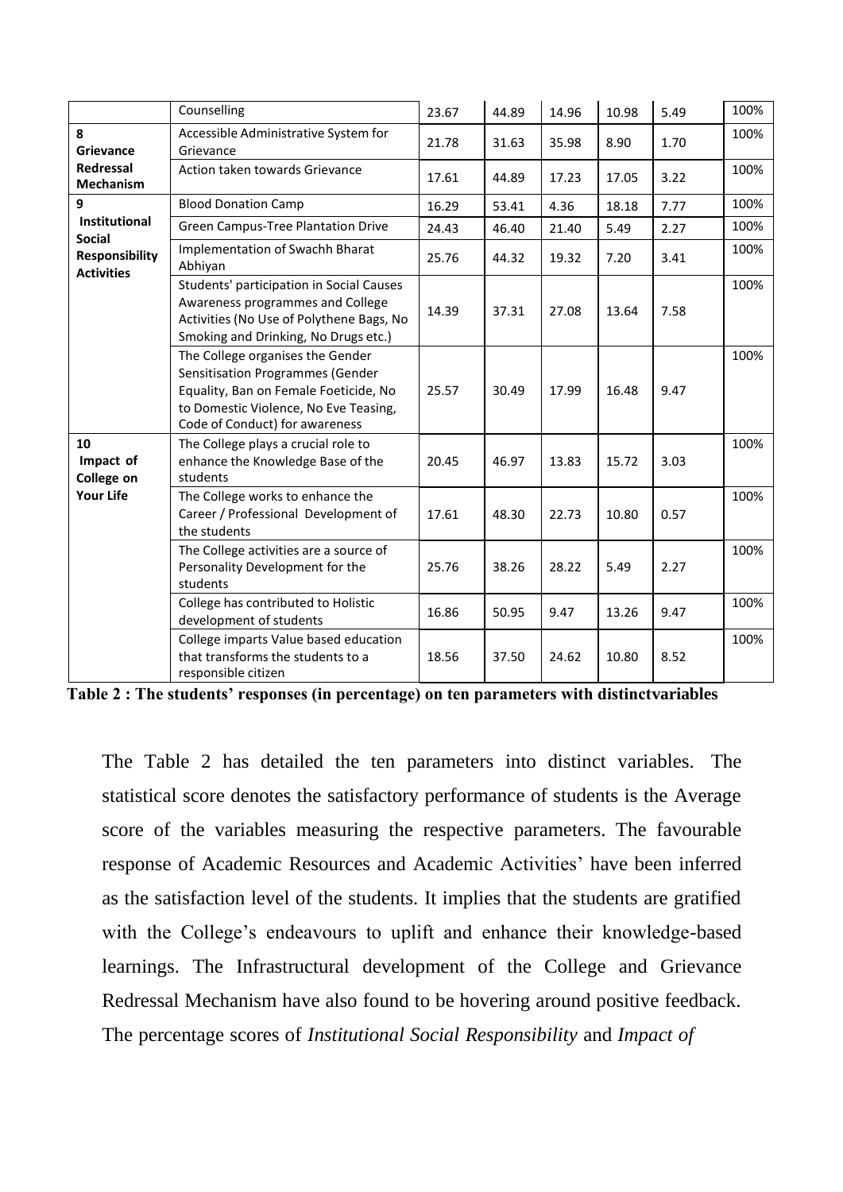| | | | | | | | |
|---|---|---|---|---|---|---|---|
| | Counselling | 23.67 | 44.89 | 14.96 | 10.98 | 5.49 | 100% |
| **8 Grievance Redressal Mechanism** | Accessible Administrative System for Grievance | 21.78 | 31.63 | 35.98 | 8.90 | 1.70 | 100% |
| | Action taken towards Grievance | 17.61 | 44.89 | 17.23 | 17.05 | 3.22 | 100% |
| **9 Institutional Social Responsibility Activities** | Blood Donation Camp | 16.29 | 53.41 | 4.36 | 18.18 | 7.77 | 100% |
| | Green Campus-Tree Plantation Drive | 24.43 | 46.40 | 21.40 | 5.49 | 2.27 | 100% |
| | Implementation of Swachh Bharat Abhiyan | 25.76 | 44.32 | 19.32 | 7.20 | 3.41 | 100% |
| | Students' participation in Social Causes Awareness programmes and College Activities (No Use of Polythene Bags, No Smoking and Drinking, No Drugs etc.) | 14.39 | 37.31 | 27.08 | 13.64 | 7.58 | 100% |
| | The College organises the Gender Sensitisation Programmes (Gender Equality, Ban on Female Foeticide, No to Domestic Violence, No Eve Teasing, Code of Conduct) for awareness | 25.57 | 30.49 | 17.99 | 16.48 | 9.47 | 100% |
| **10 Impact of College on Your Life** | The College plays a crucial role to enhance the Knowledge Base of the students | 20.45 | 46.97 | 13.83 | 15.72 | 3.03 | 100% |
| | The College works to enhance the Career / Professional Development of the students | 17.61 | 48.30 | 22.73 | 10.80 | 0.57 | 100% |
| | The College activities are a source of Personality Development for the students | 25.76 | 38.26 | 28.22 | 5.49 | 2.27 | 100% |
| | College has contributed to Holistic development of students | 16.86 | 50.95 | 9.47 | 13.26 | 9.47 | 100% |
| | College imparts Value based education that transforms the students to a responsible citizen | 18.56 | 37.50 | 24.62 | 10.80 | 8.52 | 100% |

**Table 2 : The students' responses (in percentage) on ten parameters with distinctvariables**

The Table 2 has detailed the ten parameters into distinct variables. The statistical score denotes the satisfactory performance of students is the Average score of the variables measuring the respective parameters. The favourable response of Academic Resources and Academic Activities' have been inferred as the satisfaction level of the students. It implies that the students are gratified with the College's endeavours to uplift and enhance their knowledge-based learnings. The Infrastructural development of the College and Grievance Redressal Mechanism have also found to be hovering around positive feedback. The percentage scores of *Institutional Social Responsibility* and *Impact of*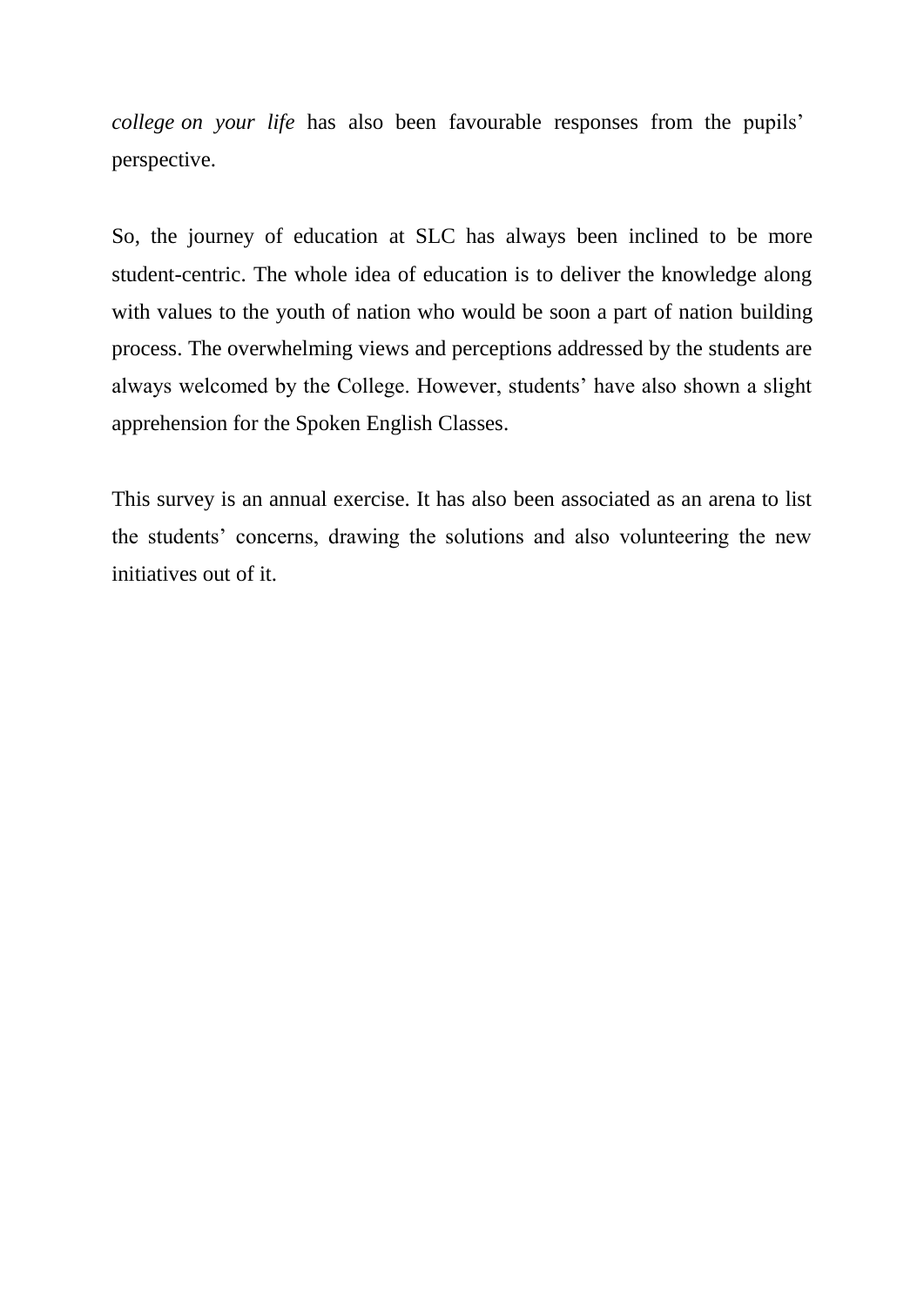*college on your life* has also been favourable responses from the pupils' perspective.

So, the journey of education at SLC has always been inclined to be more student-centric. The whole idea of education is to deliver the knowledge along with values to the youth of nation who would be soon a part of nation building process. The overwhelming views and perceptions addressed by the students are always welcomed by the College. However, students' have also shown a slight apprehension for the Spoken English Classes.

This survey is an annual exercise. It has also been associated as an arena to list the students' concerns, drawing the solutions and also volunteering the new initiatives out of it.